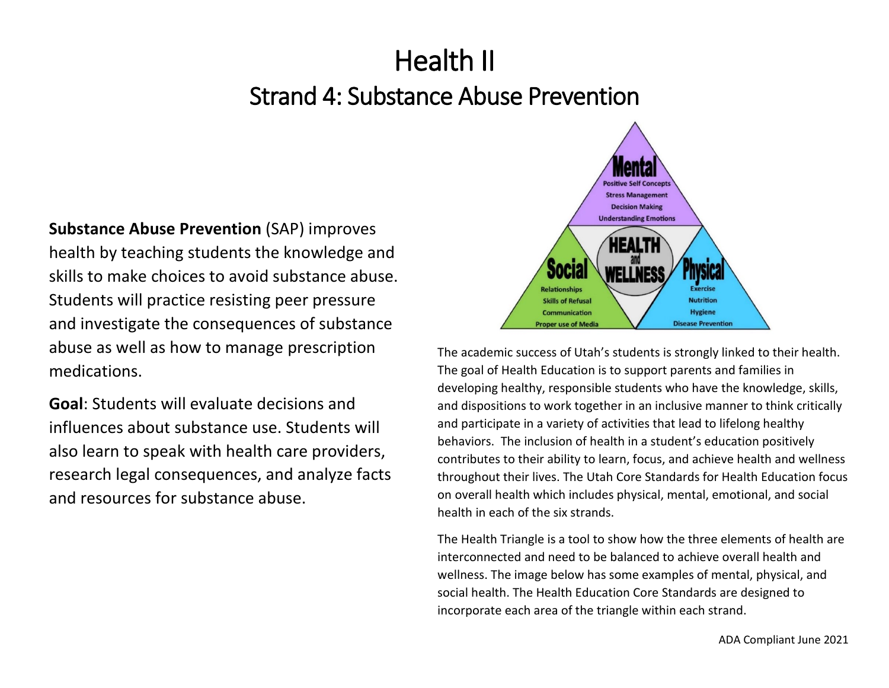# Health II

## Strand 4: Substance Abuse Prevention

**Substance Abuse Prevention** (SAP) improves health by teaching students the knowledge and skills to make choices to avoid substance abuse. Students will practice resisting peer pressure and investigate the consequences of substance abuse as well as how to manage prescription medications.

**Goal**: Students will evaluate decisions and influences about substance use. Students will also learn to speak with health care providers, research legal consequences, and analyze facts and resources for substance abuse.

The academic success of Utah's students is strongly linked to their health. The goal of Health Education is to support parents and families in developing healthy, responsible students who have the knowledge, skills, and dispositions to work together in an inclusive manner to think critically and participate in a variety of activities that lead to lifelong healthy behaviors. The inclusion of health in a student's education positively contributes to their ability to learn, focus, and achieve health and wellness throughout their lives. The Utah Core Standards for Health Education focus on overall health which includes physical, mental, emotional, and social health in each of the six strands.

The Health Triangle is a tool to show how the three elements of health are interconnected and need to be balanced to achieve overall health and wellness. The image below has some examples of mental, physical, and social health. The Health Education Core Standards are designed to incorporate each area of the triangle within each strand.

ADA Compliant June 2021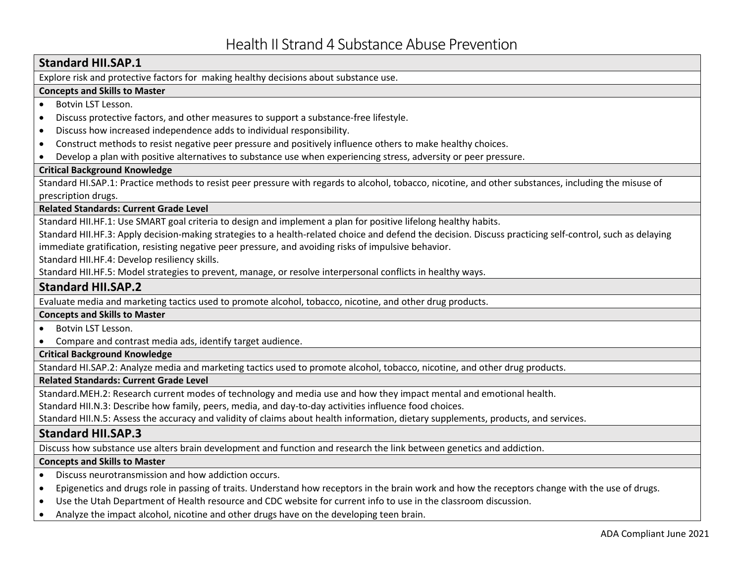# Health II Strand 4 Substance Abuse Prevention

## Standard HII.SAP.1

Explore risk and protective factors for making healthy decisions about substance use.

**Concepts and Skills to Master**

- Botvin LST Lesson.
- Discuss protective factors, and other measures to support a substance-free lifestyle.
- Discuss how increased independence adds to individual responsibility.
- Construct methods to resist negative peer pressure and positively influence others to make healthy choices.
- Develop a plan with positive alternatives to substance use when experiencing stress, adversity or peer pressure.

**Critical Background Knowledge**

Standard HI.SAP.1: Practice methods to resist peer pressure with regards to alcohol, tobacco, nicotine, and other substances, including the misuse of prescription drugs.

**Related Standards: Current Grade Level**

Standard HII.HF.1: Use SMART goal criteria to design and implement a plan for positive lifelong healthy habits.

Standard HII.HF.3: Apply decision-making strategies to a health-related choice and defend the decision. Discuss practicing self-control, such as delaying immediate gratification, resisting negative peer pressure, and avoiding risks of impulsive behavior.

Standard HII.HF.4: Develop resiliency skills.

Standard HII.HF.5: Model strategies to prevent, manage, or resolve interpersonal conflicts in healthy ways.

## Standard HII.SAP.2

Evaluate media and marketing tactics used to promote alcohol, tobacco, nicotine, and other drug products.

**Concepts and Skills to Master**

- Botvin LST Lesson.
- Compare and contrast media ads, identify target audience.

**Critical Background Knowledge**

Standard HI.SAP.2: Analyze media and marketing tactics used to promote alcohol, tobacco, nicotine, and other drug products.

**Related Standards: Current Grade Level**

Standard.MEH.2: Research current modes of technology and media use and how they impact mental and emotional health.

Standard HII.N.3: Describe how family, peers, media, and day-to-day activities influence food choices.

Standard HII.N.5: Assess the accuracy and validity of claims about health information, dietary supplements, products, and services.

## Standard HII.SAP.3

Discuss how substance use alters brain development and function and research the link between genetics and addiction.

**Concepts and Skills to Master**

- Discuss neurotransmission and how addiction occurs.
- Epigenetics and drugs role in passing of traits. Understand how receptors in the brain work and how the receptors change with the use of drugs.
- Use the Utah Department of Health resource and CDC website for current info to use in the classroom discussion.
- Analyze the impact alcohol, nicotine and other drugs have on the developing teen brain.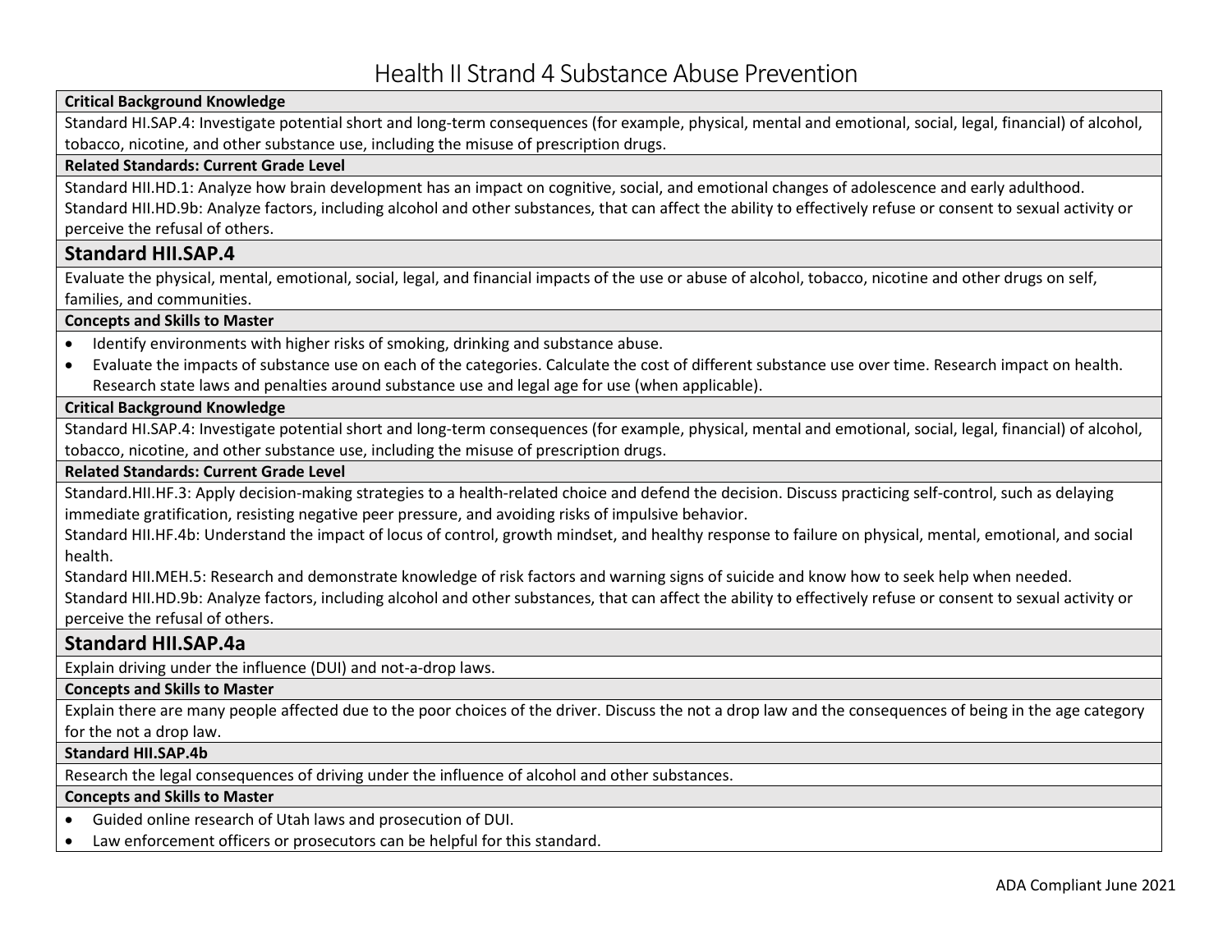# Health II Strand 4 Substance Abuse Prevention

**Critical Background Knowledge**

Standard HI.SAP.4: Investigate potential short and long-term consequences (for example, physical, mental and emotional, social, legal, financial) of alcohol, tobacco, nicotine, and other substance use, including the misuse of prescription drugs.

**Related Standards: Current Grade Level**

Standard HII.HD.1: Analyze how brain development has an impact on cognitive, social, and emotional changes of adolescence and early adulthood.
Standard HII.HD.9b: Analyze factors, including alcohol and other substances, that can affect the ability to effectively refuse or consent to sexual activity or perceive the refusal of others.

## Standard HII.SAP.4

Evaluate the physical, mental, emotional, social, legal, and financial impacts of the use or abuse of alcohol, tobacco, nicotine and other drugs on self, families, and communities.

**Concepts and Skills to Master**

- Identify environments with higher risks of smoking, drinking and substance abuse.
- Evaluate the impacts of substance use on each of the categories. Calculate the cost of different substance use over time. Research impact on health. Research state laws and penalties around substance use and legal age for use (when applicable).

**Critical Background Knowledge**

Standard HI.SAP.4: Investigate potential short and long-term consequences (for example, physical, mental and emotional, social, legal, financial) of alcohol, tobacco, nicotine, and other substance use, including the misuse of prescription drugs.

**Related Standards: Current Grade Level**

Standard.HII.HF.3: Apply decision-making strategies to a health-related choice and defend the decision. Discuss practicing self-control, such as delaying immediate gratification, resisting negative peer pressure, and avoiding risks of impulsive behavior.
Standard HII.HF.4b: Understand the impact of locus of control, growth mindset, and healthy response to failure on physical, mental, emotional, and social health.
Standard HII.MEH.5: Research and demonstrate knowledge of risk factors and warning signs of suicide and know how to seek help when needed.
Standard HII.HD.9b: Analyze factors, including alcohol and other substances, that can affect the ability to effectively refuse or consent to sexual activity or perceive the refusal of others.

## Standard HII.SAP.4a

Explain driving under the influence (DUI) and not-a-drop laws.

**Concepts and Skills to Master**

Explain there are many people affected due to the poor choices of the driver. Discuss the not a drop law and the consequences of being in the age category for the not a drop law.

**Standard HII.SAP.4b**

Research the legal consequences of driving under the influence of alcohol and other substances.

**Concepts and Skills to Master**

- Guided online research of Utah laws and prosecution of DUI.
- Law enforcement officers or prosecutors can be helpful for this standard.

ADA Compliant June 2021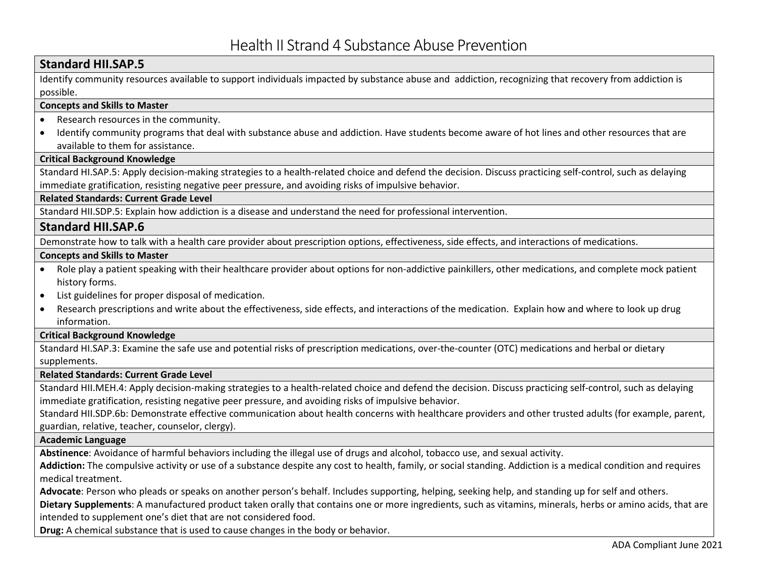# Health II Strand 4 Substance Abuse Prevention

## Standard HII.SAP.5

Identify community resources available to support individuals impacted by substance abuse and addiction, recognizing that recovery from addiction is possible.

**Concepts and Skills to Master**

- Research resources in the community.
- Identify community programs that deal with substance abuse and addiction. Have students become aware of hot lines and other resources that are available to them for assistance.

**Critical Background Knowledge**

Standard HI.SAP.5: Apply decision-making strategies to a health-related choice and defend the decision. Discuss practicing self-control, such as delaying immediate gratification, resisting negative peer pressure, and avoiding risks of impulsive behavior.

**Related Standards: Current Grade Level**

Standard HII.SDP.5: Explain how addiction is a disease and understand the need for professional intervention.

## Standard HII.SAP.6

Demonstrate how to talk with a health care provider about prescription options, effectiveness, side effects, and interactions of medications.

**Concepts and Skills to Master**

- Role play a patient speaking with their healthcare provider about options for non-addictive painkillers, other medications, and complete mock patient history forms.
- List guidelines for proper disposal of medication.
- Research prescriptions and write about the effectiveness, side effects, and interactions of the medication. Explain how and where to look up drug information.

**Critical Background Knowledge**

Standard HI.SAP.3: Examine the safe use and potential risks of prescription medications, over-the-counter (OTC) medications and herbal or dietary supplements.

**Related Standards: Current Grade Level**

Standard HII.MEH.4: Apply decision-making strategies to a health-related choice and defend the decision. Discuss practicing self-control, such as delaying immediate gratification, resisting negative peer pressure, and avoiding risks of impulsive behavior.

Standard HII.SDP.6b: Demonstrate effective communication about health concerns with healthcare providers and other trusted adults (for example, parent, guardian, relative, teacher, counselor, clergy).

**Academic Language**

**Abstinence**: Avoidance of harmful behaviors including the illegal use of drugs and alcohol, tobacco use, and sexual activity.

**Addiction:** The compulsive activity or use of a substance despite any cost to health, family, or social standing. Addiction is a medical condition and requires medical treatment.

**Advocate**: Person who pleads or speaks on another person's behalf. Includes supporting, helping, seeking help, and standing up for self and others.

**Dietary Supplements**: A manufactured product taken orally that contains one or more ingredients, such as vitamins, minerals, herbs or amino acids, that are intended to supplement one's diet that are not considered food.

**Drug:** A chemical substance that is used to cause changes in the body or behavior.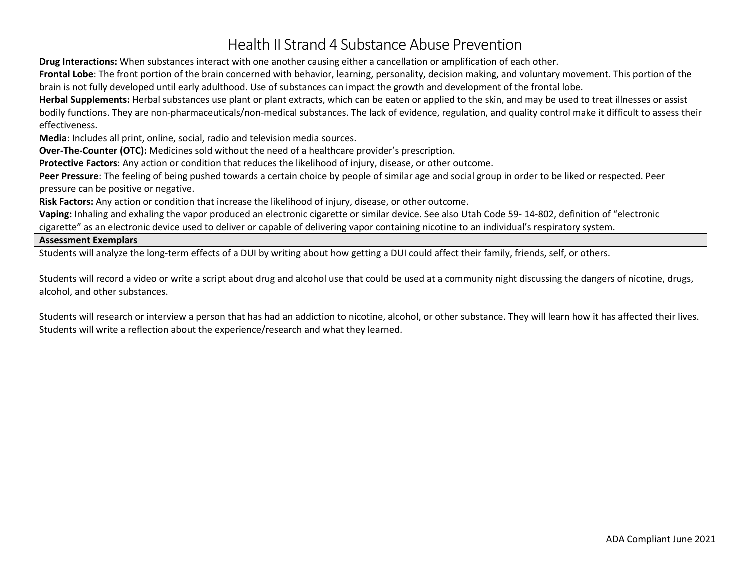# Health II Strand 4 Substance Abuse Prevention

**Drug Interactions:** When substances interact with one another causing either a cancellation or amplification of each other.

**Frontal Lobe**: The front portion of the brain concerned with behavior, learning, personality, decision making, and voluntary movement. This portion of the brain is not fully developed until early adulthood. Use of substances can impact the growth and development of the frontal lobe.

**Herbal Supplements:** Herbal substances use plant or plant extracts, which can be eaten or applied to the skin, and may be used to treat illnesses or assist bodily functions. They are non-pharmaceuticals/non-medical substances. The lack of evidence, regulation, and quality control make it difficult to assess their effectiveness.

**Media**: Includes all print, online, social, radio and television media sources.

**Over-The-Counter (OTC):** Medicines sold without the need of a healthcare provider's prescription.

**Protective Factors**: Any action or condition that reduces the likelihood of injury, disease, or other outcome.

**Peer Pressure**: The feeling of being pushed towards a certain choice by people of similar age and social group in order to be liked or respected. Peer pressure can be positive or negative.

**Risk Factors:** Any action or condition that increase the likelihood of injury, disease, or other outcome.

**Vaping:** Inhaling and exhaling the vapor produced an electronic cigarette or similar device. See also Utah Code 59- 14-802, definition of "electronic cigarette" as an electronic device used to deliver or capable of delivering vapor containing nicotine to an individual's respiratory system.

**Assessment Exemplars**

Students will analyze the long-term effects of a DUI by writing about how getting a DUI could affect their family, friends, self, or others.

Students will record a video or write a script about drug and alcohol use that could be used at a community night discussing the dangers of nicotine, drugs, alcohol, and other substances.

Students will research or interview a person that has had an addiction to nicotine, alcohol, or other substance. They will learn how it has affected their lives. Students will write a reflection about the experience/research and what they learned.

ADA Compliant June 2021